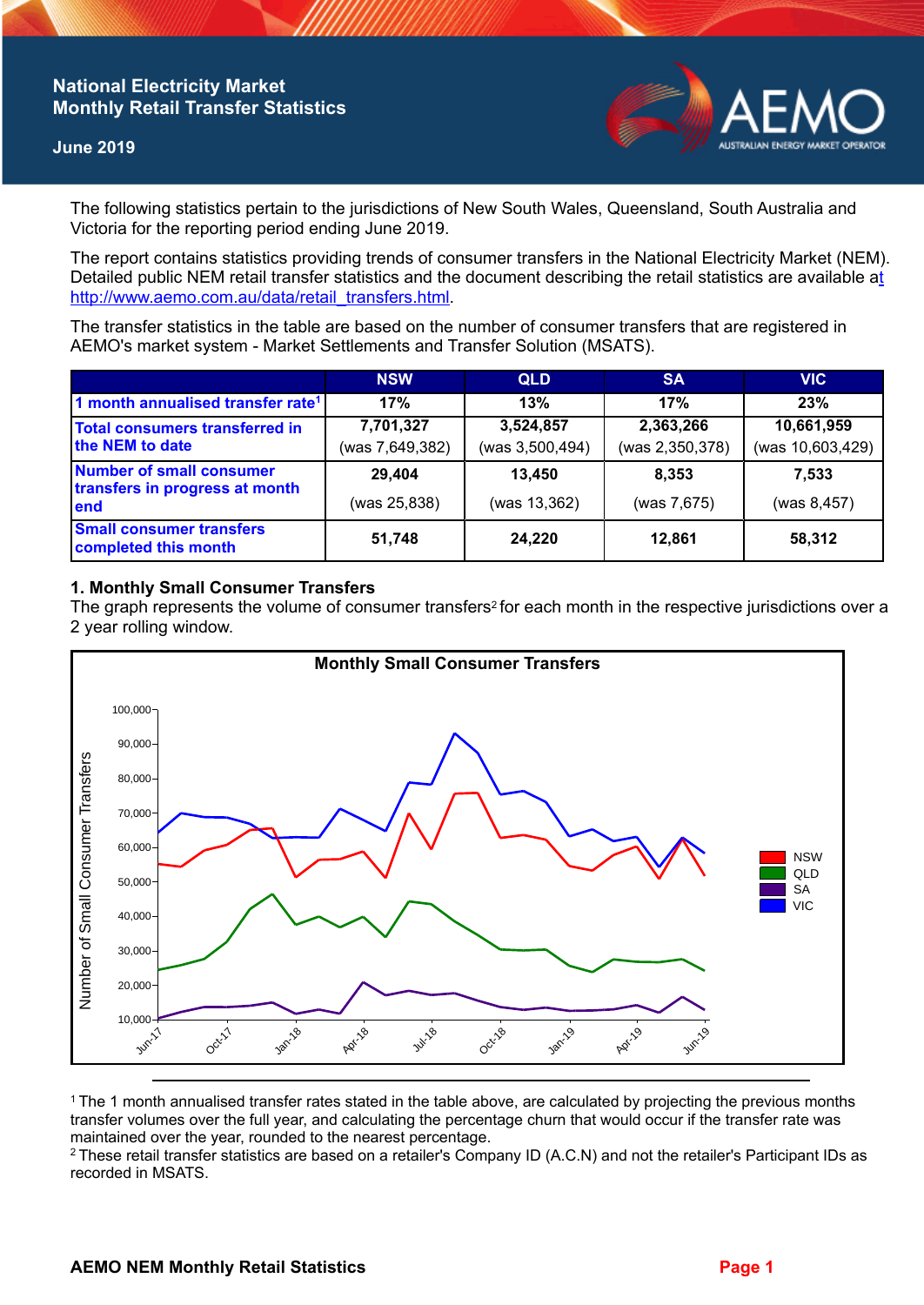# National Electricity Market Monthly Retail Transfer Statistics

**June 2019**

The following statistics pertain to the jurisdictions of New South Wales, Queensland, South Australia and Victoria for the reporting period ending June 2019.

The report contains statistics providing trends of consumer transfers in the National Electricity Market (NEM). Detailed public NEM retail transfer statistics and the document describing the retail statistics are available at http://www.aemo.com.au/data/retail_transfers.html.

The transfer statistics in the table are based on the number of consumer transfers that are registered in AEMO's market system - Market Settlements and Transfer Solution (MSATS).

| | NSW | QLD | SA | VIC |
|---|---|---|---|---|
| 1 month annualised transfer rate[1] | 17% | 13% | 17% | 23% |
| Total consumers transferred in the NEM to date | 7,701,327 (was 7,649,382) | 3,524,857 (was 3,500,494) | 2,363,266 (was 2,350,378) | 10,661,959 (was 10,603,429) |
| Number of small consumer transfers in progress at month end | 29,404 (was 25,838) | 13,450 (was 13,362) | 8,353 (was 7,675) | 7,533 (was 8,457) |
| Small consumer transfers completed this month | 51,748 | 24,220 | 12,861 | 58,312 |

## 1. Monthly Small Consumer Transfers

The graph represents the volume of consumer transfers[2] for each month in the respective jurisdictions over a 2 year rolling window.

[1] The 1 month annualised transfer rates stated in the table above, are calculated by projecting the previous months transfer volumes over the full year, and calculating the percentage churn that would occur if the transfer rate was maintained over the year, rounded to the nearest percentage.

[2] These retail transfer statistics are based on a retailer's Company ID (A.C.N) and not the retailer's Participant IDs as recorded in MSATS.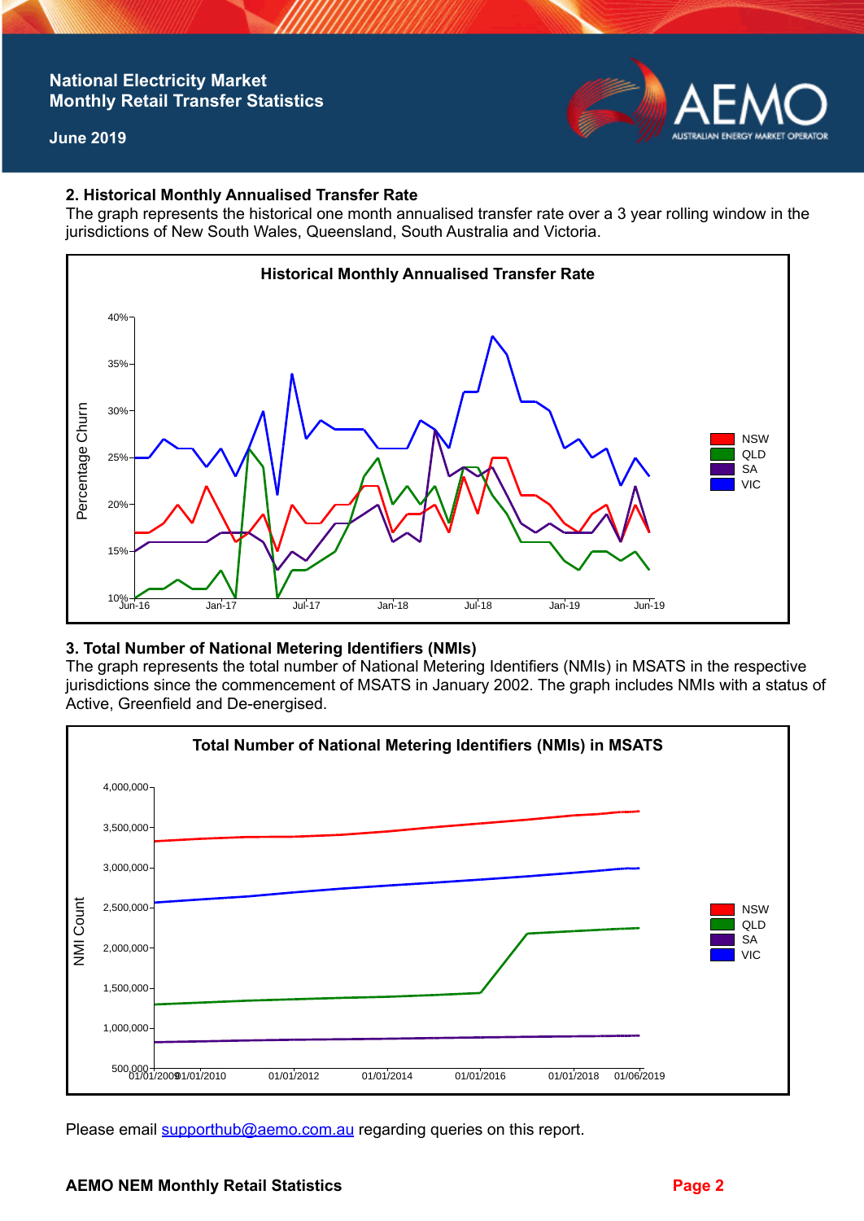National Electricity Market
Monthly Retail Transfer Statistics

June 2019

## 2. Historical Monthly Annualised Transfer Rate

The graph represents the historical one month annualised transfer rate over a 3 year rolling window in the jurisdictions of New South Wales, Queensland, South Australia and Victoria.

Historical Monthly Annualised Transfer Rate

Percentage Churn

40%
35%
30%
25%
20%
15%
10%

Jun-16
Jan-17
Jul-17
Jan-18
Jul-18
Jan-19
Jun-19

NSW
QLD
SA
VIC

## 3. Total Number of National Metering Identifiers (NMIs)

The graph represents the total number of National Metering Identifiers (NMIs) in MSATS in the respective jurisdictions since the commencement of MSATS in January 2002. The graph includes NMIs with a status of Active, Greenfield and De-energised.

Total Number of National Metering Identifiers (NMIs) in MSATS

NMI Count

4,000,000
3,500,000
3,000,000
2,500,000
2,000,000
1,500,000
1,000,000
500,000

01/01/2009
01/01/2010
01/01/2012
01/01/2014
01/01/2016
01/01/2018
01/06/2019

NSW
QLD
SA
VIC

Please email supporthub@aemo.com.au regarding queries on this report.